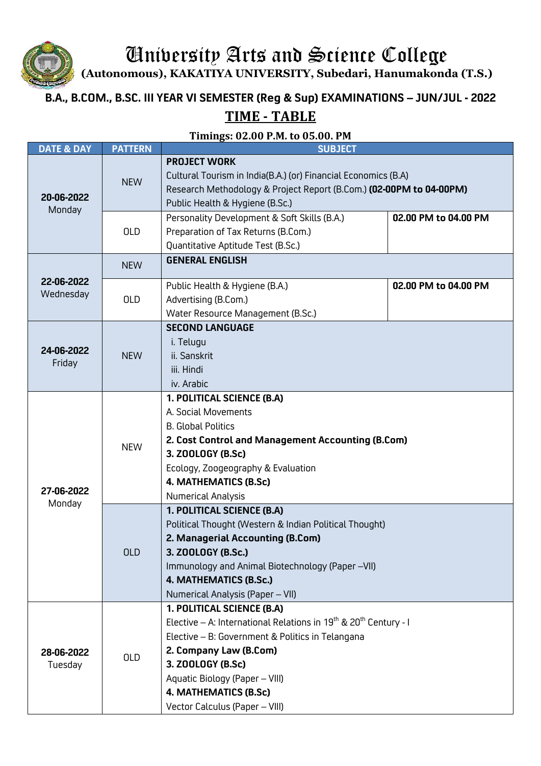# University Arts and Science College

**(Autonomous), KAKATIYA UNIVERSITY, Subedari, Hanumakonda (T.S.)**

## B.A., B.COM., B.SC. III YEAR VI SEMESTER (Reg & Sup) EXAMINATIONS – JUN/JUL - 2022

## TIME - TABLE

**Timings: 02.00 P.M. to 05.00. PM**

| DATE & DAY | PATTERN | SUBJECT | |
|---|---|---|---|
| **20-06-2022** Monday | NEW | **PROJECT WORK**<br>Cultural Tourism in India(B.A.) (or) Financial Economics (B.A)<br>Research Methodology & Project Report (B.Com.) **(02-00PM to 04-00PM)**<br>Public Health & Hygiene (B.Sc.) | |
| | OLD | Personality Development & Soft Skills (B.A.)<br>Preparation of Tax Returns (B.Com.)<br>Quantitative Aptitude Test (B.Sc.) | **02.00 PM to 04.00 PM** |
| **22-06-2022** Wednesday | NEW | **GENERAL ENGLISH** | |
| | OLD | Public Health & Hygiene (B.A.)<br>Advertising (B.Com.)<br>Water Resource Management (B.Sc.) | **02.00 PM to 04.00 PM** |
| **24-06-2022** Friday | NEW | **SECOND LANGUAGE**<br>i. Telugu<br>ii. Sanskrit<br>iii. Hindi<br>iv. Arabic | |
| **27-06-2022** Monday | NEW | **1. POLITICAL SCIENCE (B.A)**<br>A. Social Movements<br>B. Global Politics<br>**2. Cost Control and Management Accounting (B.Com)**<br>**3. ZOOLOGY (B.Sc)**<br>Ecology, Zoogeography & Evaluation<br>**4. MATHEMATICS (B.Sc)**<br>Numerical Analysis | |
| | OLD | **1. POLITICAL SCIENCE (B.A)**<br>Political Thought (Western & Indian Political Thought)<br>**2. Managerial Accounting (B.Com)**<br>**3. ZOOLOGY (B.Sc.)**<br>Immunology and Animal Biotechnology (Paper –VII)<br>**4. MATHEMATICS (B.Sc.)**<br>Numerical Analysis (Paper – VII) | |
| **28-06-2022** Tuesday | OLD | **1. POLITICAL SCIENCE (B.A)**<br>Elective – A: International Relations in 19th & 20th Century - I<br>Elective – B: Government & Politics in Telangana<br>**2. Company Law (B.Com)**<br>**3. ZOOLOGY (B.Sc)**<br>Aquatic Biology (Paper – VIII)<br>**4. MATHEMATICS (B.Sc)**<br>Vector Calculus (Paper – VIII) | |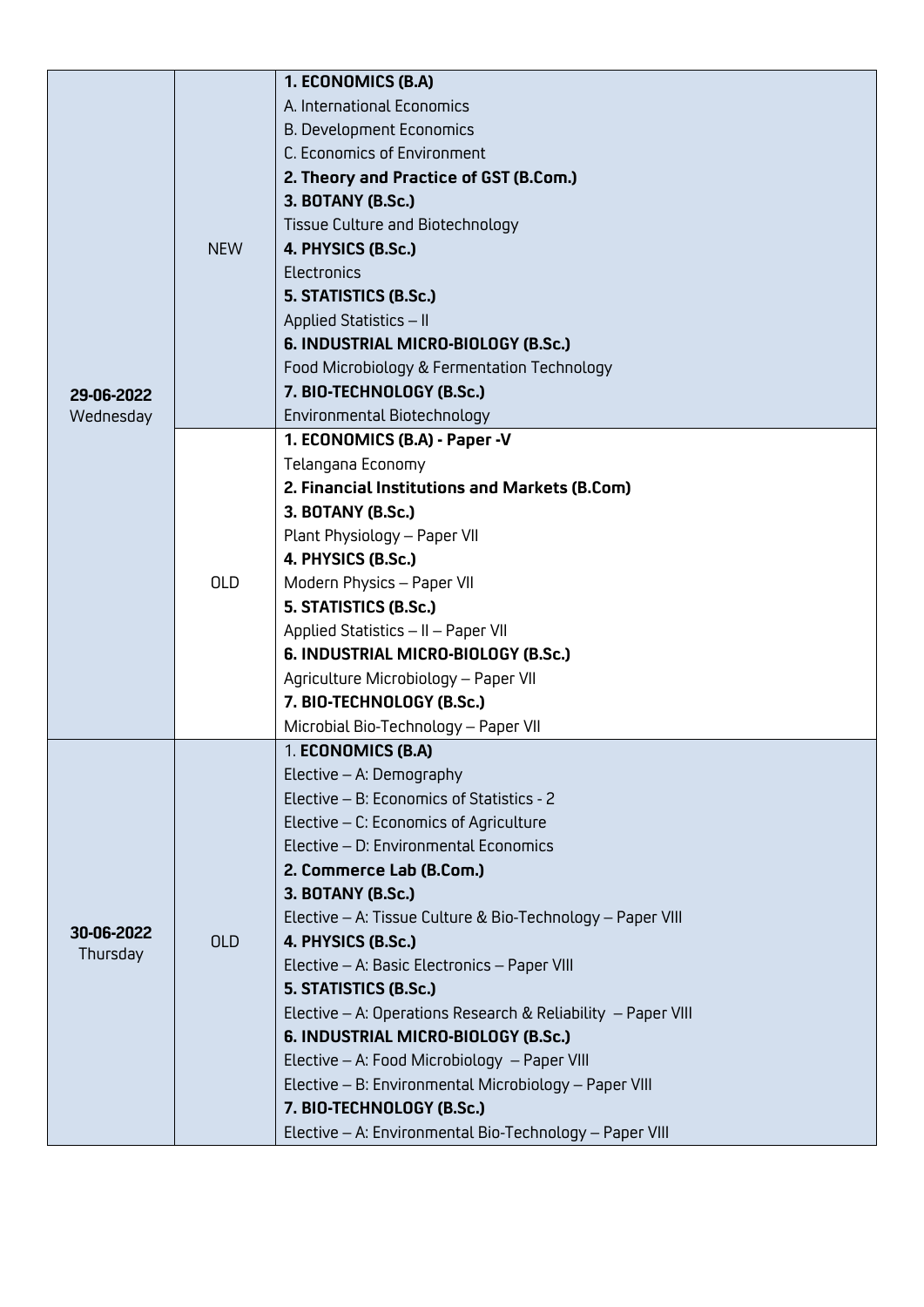| | | |
|---|---|---|
| **29-06-2022** Wednesday | NEW | **1. ECONOMICS (B.A)**<br>A. International Economics<br>B. Development Economics<br>C. Economics of Environment<br>**2. Theory and Practice of GST (B.Com.)**<br>**3. BOTANY (B.Sc.)**<br>Tissue Culture and Biotechnology<br>**4. PHYSICS (B.Sc.)**<br>Electronics<br>**5. STATISTICS (B.Sc.)**<br>Applied Statistics – II<br>**6. INDUSTRIAL MICRO-BIOLOGY (B.Sc.)**<br>Food Microbiology & Fermentation Technology<br>**7. BIO-TECHNOLOGY (B.Sc.)**<br>Environmental Biotechnology |
| | OLD | **1. ECONOMICS (B.A) - Paper -V**<br>Telangana Economy<br>**2. Financial Institutions and Markets (B.Com)**<br>**3. BOTANY (B.Sc.)**<br>Plant Physiology – Paper VII<br>**4. PHYSICS (B.Sc.)**<br>Modern Physics – Paper VII<br>**5. STATISTICS (B.Sc.)**<br>Applied Statistics – II – Paper VII<br>**6. INDUSTRIAL MICRO-BIOLOGY (B.Sc.)**<br>Agriculture Microbiology – Paper VII<br>**7. BIO-TECHNOLOGY (B.Sc.)**<br>Microbial Bio-Technology – Paper VII |
| **30-06-2022** Thursday | OLD | 1. **ECONOMICS (B.A)**<br>Elective – A: Demography<br>Elective – B: Economics of Statistics - 2<br>Elective – C: Economics of Agriculture<br>Elective – D: Environmental Economics<br>**2. Commerce Lab (B.Com.)**<br>**3. BOTANY (B.Sc.)**<br>Elective – A: Tissue Culture & Bio-Technology – Paper VIII<br>**4. PHYSICS (B.Sc.)**<br>Elective – A: Basic Electronics – Paper VIII<br>**5. STATISTICS (B.Sc.)**<br>Elective – A: Operations Research & Reliability – Paper VIII<br>**6. INDUSTRIAL MICRO-BIOLOGY (B.Sc.)**<br>Elective – A: Food Microbiology – Paper VIII<br>Elective – B: Environmental Microbiology – Paper VIII<br>**7. BIO-TECHNOLOGY (B.Sc.)**<br>Elective – A: Environmental Bio-Technology – Paper VIII |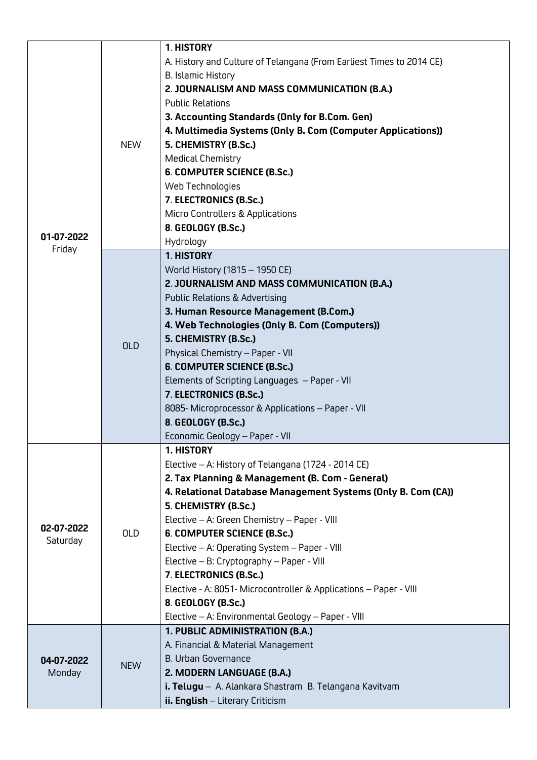| | | |
|---|---|---|
| **01-07-2022** Friday | NEW | **1**. **HISTORY**<br>A. History and Culture of Telangana (From Earliest Times to 2014 CE)<br>B. Islamic History<br>**2**. **JOURNALISM AND MASS COMMUNICATION (B.A.)**<br>Public Relations<br>**3. Accounting Standards (Only for B.Com. Gen)**<br>**4. Multimedia Systems (Only B. Com (Computer Applications))**<br>**5. CHEMISTRY (B.Sc.)**<br>Medical Chemistry<br>**6**. **COMPUTER SCIENCE (B.Sc.)**<br>Web Technologies<br>**7**. **ELECTRONICS (B.Sc.)**<br>Micro Controllers & Applications<br>**8**. **GEOLOGY (B.Sc.)**<br>Hydrology |
| | OLD | **1**. **HISTORY**<br>World History (1815 – 1950 CE)<br>**2**. **JOURNALISM AND MASS COMMUNICATION (B.A.)**<br>Public Relations & Advertising<br>**3. Human Resource Management (B.Com.)**<br>**4. Web Technologies (Only B. Com (Computers))**<br>**5. CHEMISTRY (B.Sc.)**<br>Physical Chemistry – Paper - VII<br>**6**. **COMPUTER SCIENCE (B.Sc.)**<br>Elements of Scripting Languages – Paper - VII<br>**7**. **ELECTRONICS (B.Sc.)**<br>8085- Microprocessor & Applications – Paper - VII<br>**8**. **GEOLOGY (B.Sc.)**<br>Economic Geology – Paper - VII |
| **02-07-2022** Saturday | OLD | **1. HISTORY**<br>Elective – A: History of Telangana (1724 - 2014 CE)<br>**2. Tax Planning & Management (B. Com - General)**<br>**4. Relational Database Management Systems (Only B. Com (CA))**<br>**5**. **CHEMISTRY (B.Sc.)**<br>Elective – A: Green Chemistry – Paper - VIII<br>**6**. **COMPUTER SCIENCE (B.Sc.)**<br>Elective – A: Operating System – Paper - VIII<br>Elective – B: Cryptography – Paper - VIII<br>**7**. **ELECTRONICS (B.Sc.)**<br>Elective - A: 8051- Microcontroller & Applications – Paper - VIII<br>**8**. **GEOLOGY (B.Sc.)**<br>Elective – A: Environmental Geology – Paper - VIII |
| **04-07-2022** Monday | NEW | **1. PUBLIC ADMINISTRATION (B.A.)**<br>A. Financial & Material Management<br>B. Urban Governance<br>**2. MODERN LANGUAGE (B.A.)**<br>**i. Telugu** – A. Alankara Shastram B. Telangana Kavitvam<br>**ii. English** – Literary Criticism |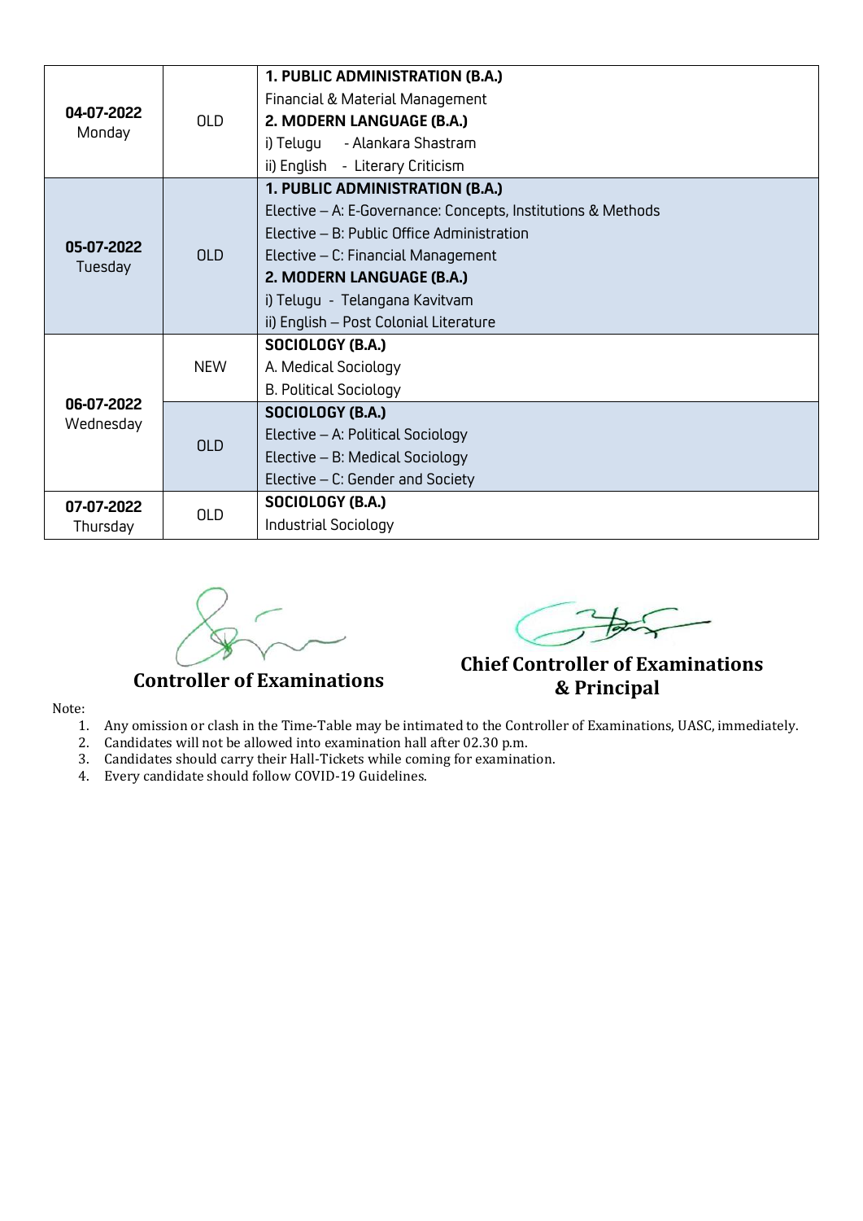| | | |
|---|---|---|
| **04-07-2022** Monday | OLD | **1. PUBLIC ADMINISTRATION (B.A.)**<br>Financial & Material Management<br>**2. MODERN LANGUAGE (B.A.)**<br>i) Telugu - Alankara Shastram<br>ii) English - Literary Criticism |
| **05-07-2022** Tuesday | OLD | **1. PUBLIC ADMINISTRATION (B.A.)**<br>Elective – A: E-Governance: Concepts, Institutions & Methods<br>Elective – B: Public Office Administration<br>Elective – C: Financial Management<br>**2. MODERN LANGUAGE (B.A.)**<br>i) Telugu - Telangana Kavitvam<br>ii) English – Post Colonial Literature |
| **06-07-2022** Wednesday | NEW | **SOCIOLOGY (B.A.)**<br>A. Medical Sociology<br>B. Political Sociology |
| | OLD | **SOCIOLOGY (B.A.)**<br>Elective – A: Political Sociology<br>Elective – B: Medical Sociology<br>Elective – C: Gender and Society |
| **07-07-2022** Thursday | OLD | **SOCIOLOGY (B.A.)**<br>Industrial Sociology |

**Controller of Examinations**

**Chief Controller of Examinations & Principal**

Note:

1. Any omission or clash in the Time-Table may be intimated to the Controller of Examinations, UASC, immediately.
2. Candidates will not be allowed into examination hall after 02.30 p.m.
3. Candidates should carry their Hall-Tickets while coming for examination.
4. Every candidate should follow COVID-19 Guidelines.